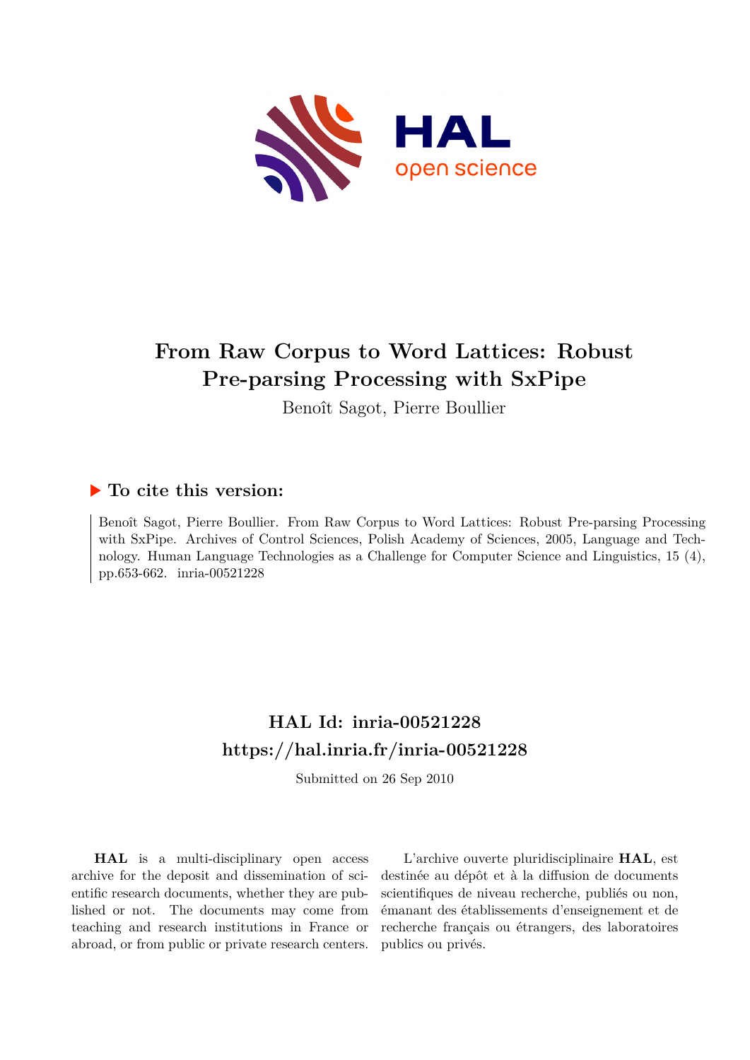# From Raw Corpus to Word Lattices: Robust Pre-parsing Processing with SxPipe

Benoît Sagot, Pierre Boullier

## ▶ To cite this version:

Benoît Sagot, Pierre Boullier. From Raw Corpus to Word Lattices: Robust Pre-parsing Processing with SxPipe. Archives of Control Sciences, Polish Academy of Sciences, 2005, Language and Technology. Human Language Technologies as a Challenge for Computer Science and Linguistics, 15 (4), pp.653-662. inria-00521228

## HAL Id: inria-00521228
## https://hal.inria.fr/inria-00521228

Submitted on 26 Sep 2010

**HAL** is a multi-disciplinary open access archive for the deposit and dissemination of scientific research documents, whether they are published or not. The documents may come from teaching and research institutions in France or abroad, or from public or private research centers.

L'archive ouverte pluridisciplinaire **HAL**, est destinée au dépôt et à la diffusion de documents scientifiques de niveau recherche, publiés ou non, émanant des établissements d'enseignement et de recherche français ou étrangers, des laboratoires publics ou privés.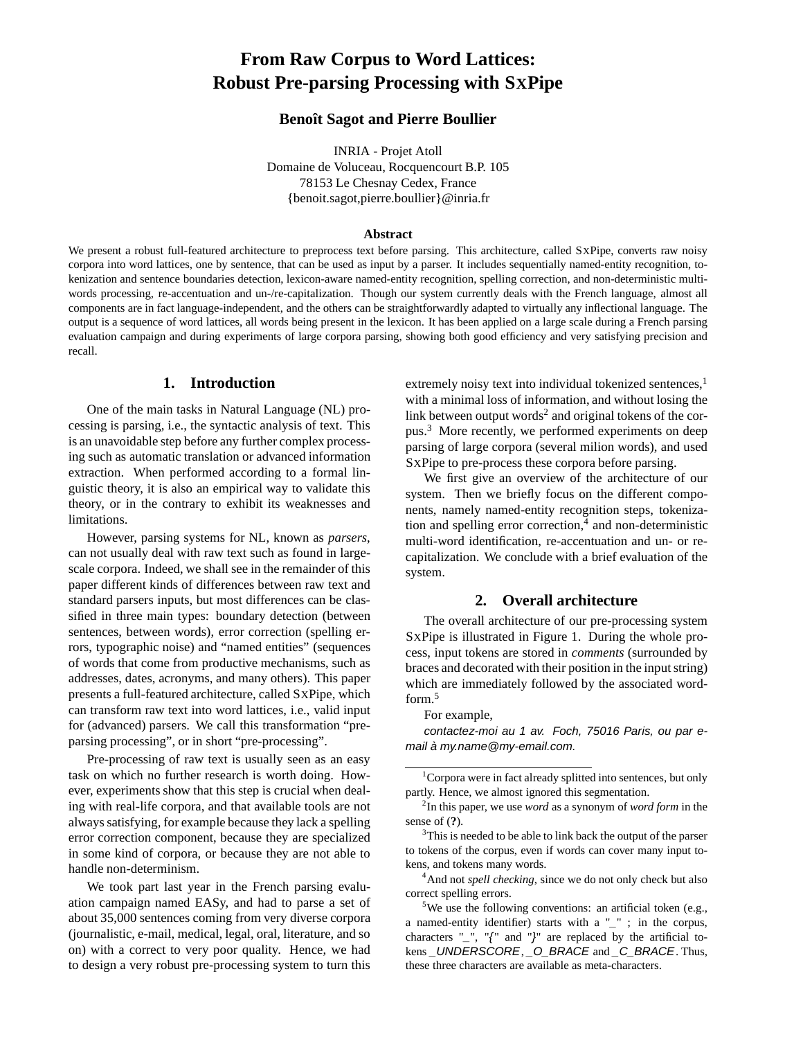# From Raw Corpus to Word Lattices: Robust Pre-parsing Processing with SxPipe

**Benoît Sagot and Pierre Boullier**

INRIA - Projet Atoll
Domaine de Voluceau, Rocquencourt B.P. 105
78153 Le Chesnay Cedex, France
{benoit.sagot,pierre.boullier}@inria.fr

### Abstract

We present a robust full-featured architecture to preprocess text before parsing. This architecture, called SxPipe, converts raw noisy corpora into word lattices, one by sentence, that can be used as input by a parser. It includes sequentially named-entity recognition, tokenization and sentence boundaries detection, lexicon-aware named-entity recognition, spelling correction, and non-deterministic multi-words processing, re-accentuation and un-/re-capitalization. Though our system currently deals with the French language, almost all components are in fact language-independent, and the others can be straightforwardly adapted to virtually any inflectional language. The output is a sequence of word lattices, all words being present in the lexicon. It has been applied on a large scale during a French parsing evaluation campaign and during experiments of large corpora parsing, showing both good efficiency and very satisfying precision and recall.

## 1. Introduction

One of the main tasks in Natural Language (NL) processing is parsing, i.e., the syntactic analysis of text. This is an unavoidable step before any further complex processing such as automatic translation or advanced information extraction. When performed according to a formal linguistic theory, it is also an empirical way to validate this theory, or in the contrary to exhibit its weaknesses and limitations.

However, parsing systems for NL, known as *parsers*, can not usually deal with raw text such as found in large-scale corpora. Indeed, we shall see in the remainder of this paper different kinds of differences between raw text and standard parsers inputs, but most differences can be classified in three main types: boundary detection (between sentences, between words), error correction (spelling errors, typographic noise) and "named entities" (sequences of words that come from productive mechanisms, such as addresses, dates, acronyms, and many others). This paper presents a full-featured architecture, called SxPipe, which can transform raw text into word lattices, i.e., valid input for (advanced) parsers. We call this transformation "pre-parsing processing", or in short "pre-processing".

Pre-processing of raw text is usually seen as an easy task on which no further research is worth doing. However, experiments show that this step is crucial when dealing with real-life corpora, and that available tools are not always satisfying, for example because they lack a spelling error correction component, because they are specialized in some kind of corpora, or because they are not able to handle non-determinism.

We took part last year in the French parsing evaluation campaign named EASy, and had to parse a set of about 35,000 sentences coming from very diverse corpora (journalistic, e-mail, medical, legal, oral, literature, and so on) with a correct to very poor quality. Hence, we had to design a very robust pre-processing system to turn this extremely noisy text into individual tokenized sentences,[1] with a minimal loss of information, and without losing the link between output words[2] and original tokens of the corpus.[3] More recently, we performed experiments on deep parsing of large corpora (several milion words), and used SxPipe to pre-process these corpora before parsing.

We first give an overview of the architecture of our system. Then we briefly focus on the different components, namely named-entity recognition steps, tokenization and spelling error correction,[4] and non-deterministic multi-word identification, re-accentuation and un- or re-capitalization. We conclude with a brief evaluation of the system.

## 2. Overall architecture

The overall architecture of our pre-processing system SxPipe is illustrated in Figure 1. During the whole process, input tokens are stored in *comments* (surrounded by braces and decorated with their position in the input string) which are immediately followed by the associated word-form.[5]

For example,

*contactez-moi au 1 av. Foch, 75016 Paris, ou par e-mail à my.name@my-email.com.*

---

[1] Corpora were in fact already splitted into sentences, but only partly. Hence, we almost ignored this segmentation.

[2] In this paper, we use *word* as a synonym of *word form* in the sense of (**?**).

[3] This is needed to be able to link back the output of the parser to tokens of the corpus, even if words can cover many input tokens, and tokens many words.

[4] And not *spell checking*, since we do not only check but also correct spelling errors.

[5] We use the following conventions: an artificial token (e.g., a named-entity identifier) starts with a "_" ; in the corpus, characters "_", "{" and "}" are replaced by the artificial tokens *_UNDERSCORE*, *_O_BRACE* and *_C_BRACE*. Thus, these three characters are available as meta-characters.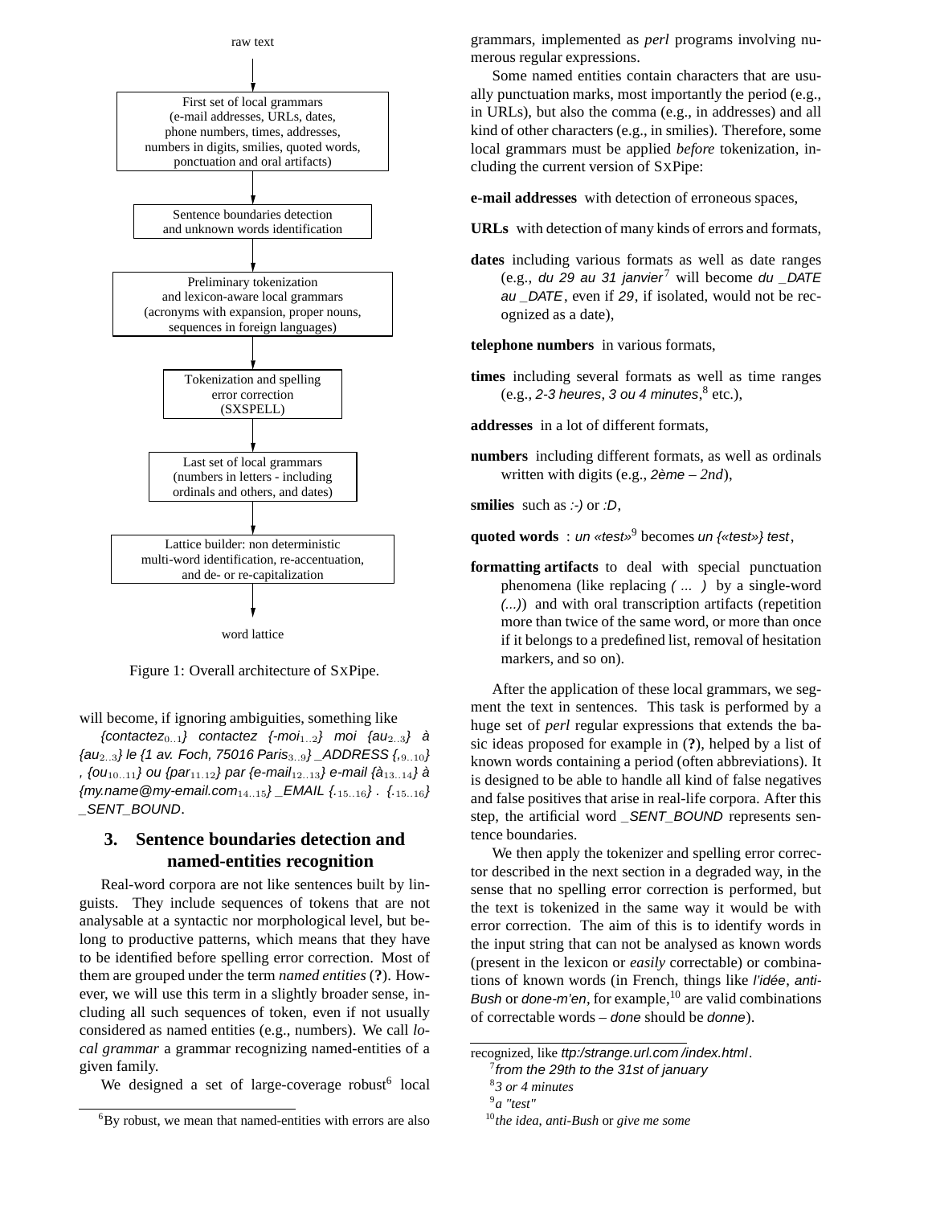raw text

First set of local grammars (e-mail addresses, URLs, dates, phone numbers, times, addresses, numbers in digits, smilies, quoted words, ponctuation and oral artifacts)

Sentence boundaries detection and unknown words identification

Preliminary tokenization and lexicon-aware local grammars (acronyms with expansion, proper nouns, sequences in foreign languages)

Tokenization and spelling error correction (SXSPELL)

Last set of local grammars (numbers in letters - including ordinals and others, and dates)

Lattice builder: non deterministic multi-word identification, re-accentuation, and de- or re-capitalization

word lattice

Figure 1: Overall architecture of SxPipe.

will become, if ignoring ambiguities, something like

*{contactez$_{0..1}$} contactez {-moi$_{1..2}$} moi {au$_{2..3}$} à {au$_{2..3}$} le {1 av. Foch, 75016 Paris$_{3..9}$} _ADDRESS {,$_{9..10}$} , {ou$_{10..11}$} ou {par$_{11..12}$} par {e-mail$_{12..13}$} e-mail {à$_{13..14}$} à {my.name@my-email.com$_{14..15}$} _EMAIL {.$_{15..16}$} . {.$_{15..16}$} _SENT_BOUND*.

## 3. Sentence boundaries detection and named-entities recognition

Real-word corpora are not like sentences built by linguists. They include sequences of tokens that are not analysable at a syntactic nor morphological level, but belong to productive patterns, which means that they have to be identified before spelling error correction. Most of them are grouped under the term *named entities* (**?**). However, we will use this term in a slightly broader sense, including all such sequences of token, even if not usually considered as named entities (e.g., numbers). We call *local grammar* a grammar recognizing named-entities of a given family.

We designed a set of large-coverage robust[6] local grammars, implemented as *perl* programs involving numerous regular expressions.

Some named entities contain characters that are usually punctuation marks, most importantly the period (e.g., in URLs), but also the comma (e.g., in addresses) and all kind of other characters (e.g., in smilies). Therefore, some local grammars must be applied *before* tokenization, including the current version of SxPipe:

**e-mail addresses** with detection of erroneous spaces,

**URLs** with detection of many kinds of errors and formats,

**dates** including various formats as well as date ranges (e.g., *du 29 au 31 janvier*[7] will become *du _DATE au _DATE*, even if *29*, if isolated, would not be recognized as a date),

**telephone numbers** in various formats,

**times** including several formats as well as time ranges (e.g., *2-3 heures, 3 ou 4 minutes*,[8] etc.),

**addresses** in a lot of different formats,

**numbers** including different formats, as well as ordinals written with digits (e.g., *2ème – 2nd*),

**smilies** such as *:-)* or *:D*,

**quoted words** : *un «test»*[9] becomes *un {«test»} test*,

**formatting artifacts** to deal with special punctuation phenomena (like replacing *( ... )* by a single-word *(...)*) and with oral transcription artifacts (repetition more than twice of the same word, or more than once if it belongs to a predefined list, removal of hesitation markers, and so on).

After the application of these local grammars, we segment the text in sentences. This task is performed by a huge set of *perl* regular expressions that extends the basic ideas proposed for example in (**?**), helped by a list of known words containing a period (often abbreviations). It is designed to be able to handle all kind of false negatives and false positives that arise in real-life corpora. After this step, the artificial word *_SENT_BOUND* represents sentence boundaries.

We then apply the tokenizer and spelling error corrector described in the next section in a degraded way, in the sense that no spelling error correction is performed, but the text is tokenized in the same way it would be with error correction. The aim of this is to identify words in the input string that can not be analysed as known words (present in the lexicon or *easily* correctable) or combinations of known words (in French, things like *l'idée*, *anti-Bush* or *done-m'en*, for example,[10] are valid combinations of correctable words – *done* should be *donne*).

[6] By robust, we mean that named-entities with errors are also recognized, like *ttp:/strange.url.com /index.html*.

[7] *from the 29th to the 31st of january*

[8] *3 or 4 minutes*

[9] *a "test"*

[10] *the idea, anti-Bush* or *give me some*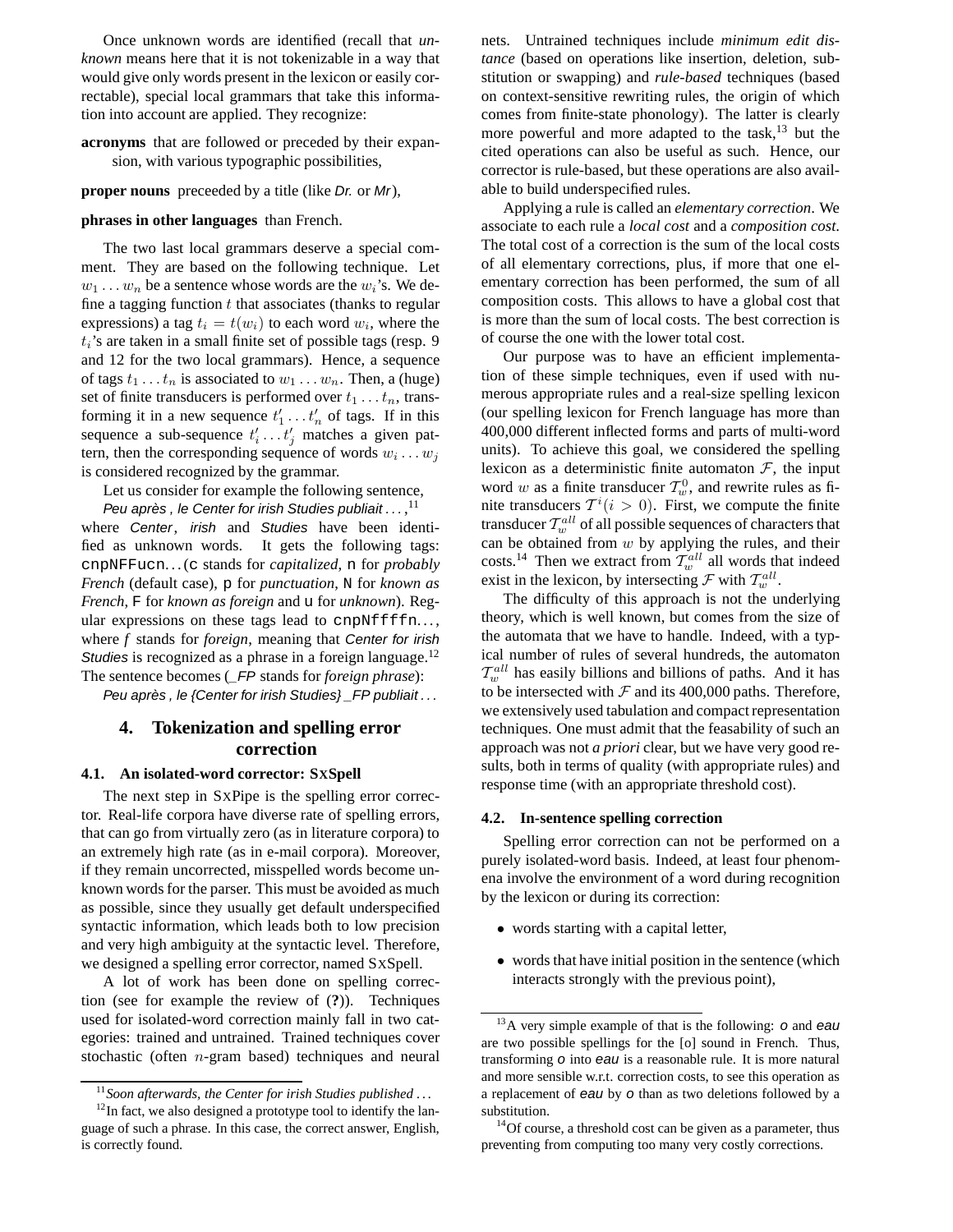Once unknown words are identified (recall that *unknown* means here that it is not tokenizable in a way that would give only words present in the lexicon or easily correctable), special local grammars that take this information into account are applied. They recognize:

**acronyms** that are followed or preceded by their expansion, with various typographic possibilities,

**proper nouns** preceeded by a title (like *Dr.* or *Mr*),

**phrases in other languages** than French.

The two last local grammars deserve a special comment. They are based on the following technique. Let $w_1 \dots w_n$ be a sentence whose words are the $w_i$'s. We define a tagging function $t$ that associates (thanks to regular expressions) a tag $t_i = t(w_i)$ to each word $w_i$, where the $t_i$'s are taken in a small finite set of possible tags (resp. 9 and 12 for the two local grammars). Hence, a sequence of tags $t_1 \dots t_n$ is associated to $w_1 \dots w_n$. Then, a (huge) set of finite transducers is performed over $t_1 \dots t_n$, transforming it in a new sequence $t'_1 \dots t'_n$ of tags. If in this sequence a sub-sequence $t'_i \dots t'_j$ matches a given pattern, then the corresponding sequence of words $w_i \dots w_j$ is considered recognized by the grammar.

Let us consider for example the following sentence,

*Peu après , le Center for irish Studies publiait . . .* ,[11]

where *Center*, *irish* and *Studies* have been identified as unknown words. It gets the following tags: `cnpNFFucn`. . . (`c` stands for *capitalized*, `n` for *probably French* (default case), `p` for *punctuation*, `N` for *known as French*, `F` for *known as foreign* and `u` for *unknown*). Regular expressions on these tags lead to `cnpNffffn`. . . , where *f* stands for *foreign*, meaning that *Center for irish Studies* is recognized as a phrase in a foreign language.[12] The sentence becomes (*_FP* stands for *foreign phrase*):

*Peu après , le {Center for irish Studies} _FP publiait . . .*

## 4. Tokenization and spelling error correction

### 4.1. An isolated-word corrector: SxSpell

The next step in SxPipe is the spelling error corrector. Real-life corpora have diverse rate of spelling errors, that can go from virtually zero (as in literature corpora) to an extremely high rate (as in e-mail corpora). Moreover, if they remain uncorrected, misspelled words become unknown words for the parser. This must be avoided as much as possible, since they usually get default underspecified syntactic information, which leads both to low precision and very high ambiguity at the syntactic level. Therefore, we designed a spelling error corrector, named SxSpell.

A lot of work has been done on spelling correction (see for example the review of (**?**)). Techniques used for isolated-word correction mainly fall in two categories: trained and untrained. Trained techniques cover stochastic (often $n$-gram based) techniques and neural nets. Untrained techniques include *minimum edit distance* (based on operations like insertion, deletion, substitution or swapping) and *rule-based* techniques (based on context-sensitive rewriting rules, the origin of which comes from finite-state phonology). The latter is clearly more powerful and more adapted to the task,[13] but the cited operations can also be useful as such. Hence, our corrector is rule-based, but these operations are also available to build underspecified rules.

Applying a rule is called an *elementary correction*. We associate to each rule a *local cost* and a *composition cost*. The total cost of a correction is the sum of the local costs of all elementary corrections, plus, if more that one elementary correction has been performed, the sum of all composition costs. This allows to have a global cost that is more than the sum of local costs. The best correction is of course the one with the lower total cost.

Our purpose was to have an efficient implementation of these simple techniques, even if used with numerous appropriate rules and a real-size spelling lexicon (our spelling lexicon for French language has more than 400,000 different inflected forms and parts of multi-word units). To achieve this goal, we considered the spelling lexicon as a deterministic finite automaton $\mathcal{F}$, the input word $w$ as a finite transducer $\mathcal{T}^0_w$, and rewrite rules as finite transducers $\mathcal{T}^i (i > 0)$. First, we compute the finite transducer $\mathcal{T}^{all}_w$ of all possible sequences of characters that can be obtained from $w$ by applying the rules, and their costs.[14] Then we extract from $\mathcal{T}^{all}_w$ all words that indeed exist in the lexicon, by intersecting $\mathcal{F}$ with $\mathcal{T}^{all}_w$.

The difficulty of this approach is not the underlying theory, which is well known, but comes from the size of the automata that we have to handle. Indeed, with a typical number of rules of several hundreds, the automaton $\mathcal{T}^{all}_w$ has easily billions and billions of paths. And it has to be intersected with $\mathcal{F}$ and its 400,000 paths. Therefore, we extensively used tabulation and compact representation techniques. One must admit that the feasability of such an approach was not *a priori* clear, but we have very good results, both in terms of quality (with appropriate rules) and response time (with an appropriate threshold cost).

### 4.2. In-sentence spelling correction

Spelling error correction can not be performed on a purely isolated-word basis. Indeed, at least four phenomena involve the environment of a word during recognition by the lexicon or during its correction:

- words starting with a capital letter,
- words that have initial position in the sentence (which interacts strongly with the previous point),

---

[11] *Soon afterwards, the Center for irish Studies published . . .*

[12] In fact, we also designed a prototype tool to identify the language of such a phrase. In this case, the correct answer, English, is correctly found.

[13] A very simple example of that is the following: *o* and *eau* are two possible spellings for the [o] sound in French. Thus, transforming *o* into *eau* is a reasonable rule. It is more natural and more sensible w.r.t. correction costs, to see this operation as a replacement of *eau* by *o* than as two deletions followed by a substitution.

[14] Of course, a threshold cost can be given as a parameter, thus preventing from computing too many very costly corrections.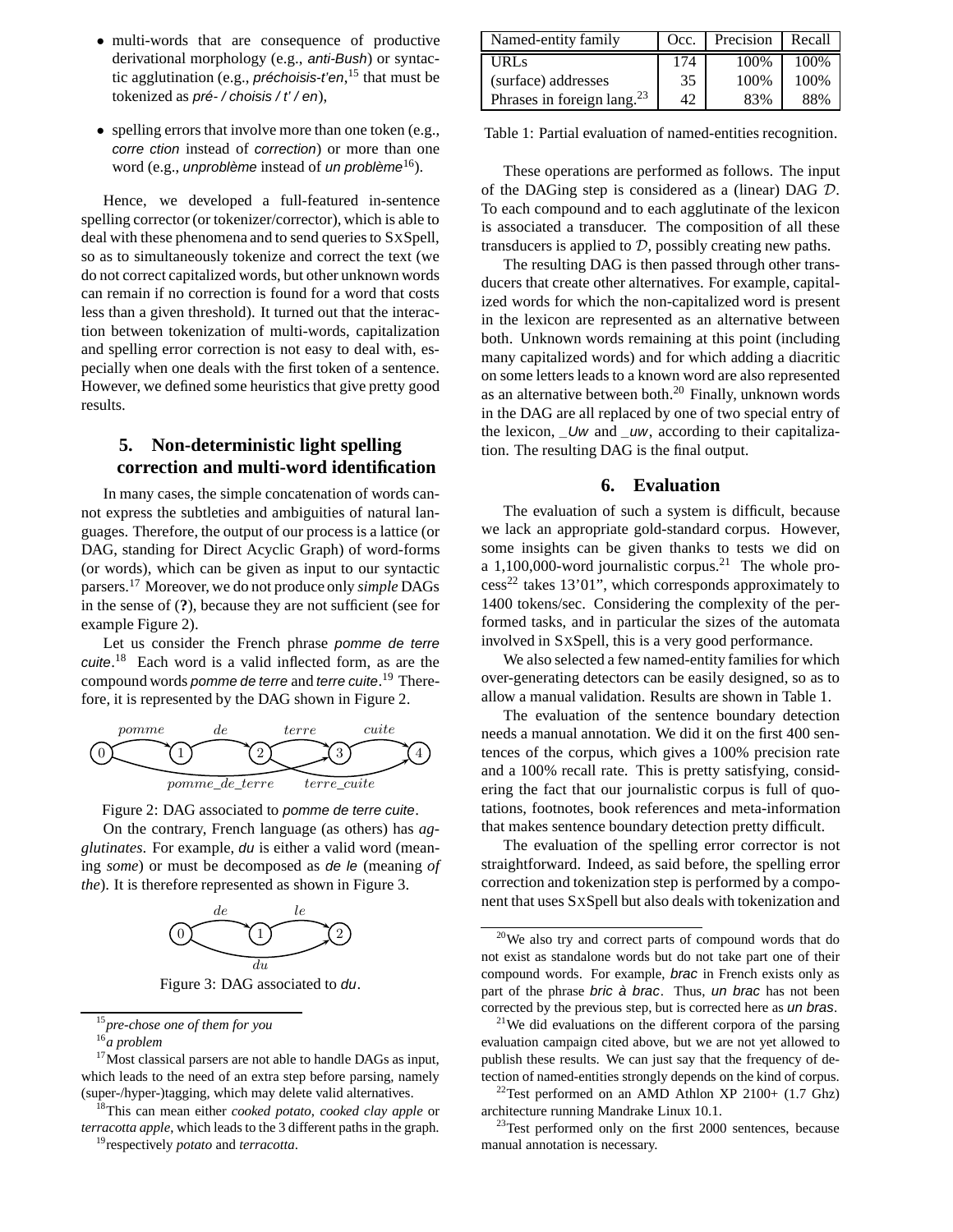- multi-words that are consequence of productive derivational morphology (e.g., *anti-Bush*) or syntactic agglutination (e.g., *préchoisis-t'en*,[15] that must be tokenized as *pré- / choisis / t' / en*),

- spelling errors that involve more than one token (e.g., *corre ction* instead of *correction*) or more than one word (e.g., *unproblème* instead of *un problème*[16]).

Hence, we developed a full-featured in-sentence spelling corrector (or tokenizer/corrector), which is able to deal with these phenomena and to send queries to SxSpell, so as to simultaneously tokenize and correct the text (we do not correct capitalized words, but other unknown words can remain if no correction is found for a word that costs less than a given threshold). It turned out that the interaction between tokenization of multi-words, capitalization and spelling error correction is not easy to deal with, especially when one deals with the first token of a sentence. However, we defined some heuristics that give pretty good results.

## 5. Non-deterministic light spelling correction and multi-word identification

In many cases, the simple concatenation of words cannot express the subtleties and ambiguities of natural languages. Therefore, the output of our process is a lattice (or DAG, standing for Direct Acyclic Graph) of word-forms (or words), which can be given as input to our syntactic parsers.[17] Moreover, we do not produce only *simple* DAGs in the sense of (**?**), because they are not sufficient (see for example Figure 2).

Let us consider the French phrase *pomme de terre cuite*.[18] Each word is a valid inflected form, as are the compound words *pomme de terre* and *terre cuite*.[19] Therefore, it is represented by the DAG shown in Figure 2.

Figure 2: DAG associated to *pomme de terre cuite*.

On the contrary, French language (as others) has *agglutinates*. For example, *du* is either a valid word (meaning *some*) or must be decomposed as *de le* (meaning *of the*). It is therefore represented as shown in Figure 3.

Figure 3: DAG associated to *du*.

| Named-entity family | Occ. | Precision | Recall |
|---|---|---|---|
| URLs | 174 | 100% | 100% |
| (surface) addresses | 35 | 100% | 100% |
| Phrases in foreign lang.[23] | 42 | 83% | 88% |

Table 1: Partial evaluation of named-entities recognition.

These operations are performed as follows. The input of the DAGing step is considered as a (linear) DAG $\mathcal{D}$. To each compound and to each agglutinate of the lexicon is associated a transducer. The composition of all these transducers is applied to $\mathcal{D}$, possibly creating new paths.

The resulting DAG is then passed through other transducers that create other alternatives. For example, capitalized words for which the non-capitalized word is present in the lexicon are represented as an alternative between both. Unknown words remaining at this point (including many capitalized words) and for which adding a diacritic on some letters leads to a known word are also represented as an alternative between both.[20] Finally, unknown words in the DAG are all replaced by one of two special entry of the lexicon, *_Uw* and *_uw*, according to their capitalization. The resulting DAG is the final output.

## 6. Evaluation

The evaluation of such a system is difficult, because we lack an appropriate gold-standard corpus. However, some insights can be given thanks to tests we did on a 1,100,000-word journalistic corpus.[21] The whole process[22] takes 13'01", which corresponds approximately to 1400 tokens/sec. Considering the complexity of the performed tasks, and in particular the sizes of the automata involved in SxSpell, this is a very good performance.

We also selected a few named-entity families for which over-generating detectors can be easily designed, so as to allow a manual validation. Results are shown in Table 1.

The evaluation of the sentence boundary detection needs a manual annotation. We did it on the first 400 sentences of the corpus, which gives a 100% precision rate and a 100% recall rate. This is pretty satisfying, considering the fact that our journalistic corpus is full of quotations, footnotes, book references and meta-information that makes sentence boundary detection pretty difficult.

The evaluation of the spelling error corrector is not straightforward. Indeed, as said before, the spelling error correction and tokenization step is performed by a component that uses SxSpell but also deals with tokenization and

---

[15] *pre-chose one of them for you*

[16] *a problem*

[17] Most classical parsers are not able to handle DAGs as input, which leads to the need of an extra step before parsing, namely (super-/hyper-)tagging, which may delete valid alternatives.

[18] This can mean either *cooked potato*, *cooked clay apple* or *terracotta apple*, which leads to the 3 different paths in the graph.

[19] respectively *potato* and *terracotta*.

[20] We also try and correct parts of compound words that do not exist as standalone words but do not take part one of their compound words. For example, *brac* in French exists only as part of the phrase *bric à brac*. Thus, *un brac* has not been corrected by the previous step, but is corrected here as *un bras*.

[21] We did evaluations on the different corpora of the parsing evaluation campaign cited above, but we are not yet allowed to publish these results. We can just say that the frequency of detection of named-entities strongly depends on the kind of corpus.

[22] Test performed on an AMD Athlon XP 2100+ (1.7 Ghz) architecture running Mandrake Linux 10.1.

[23] Test performed only on the first 2000 sentences, because manual annotation is necessary.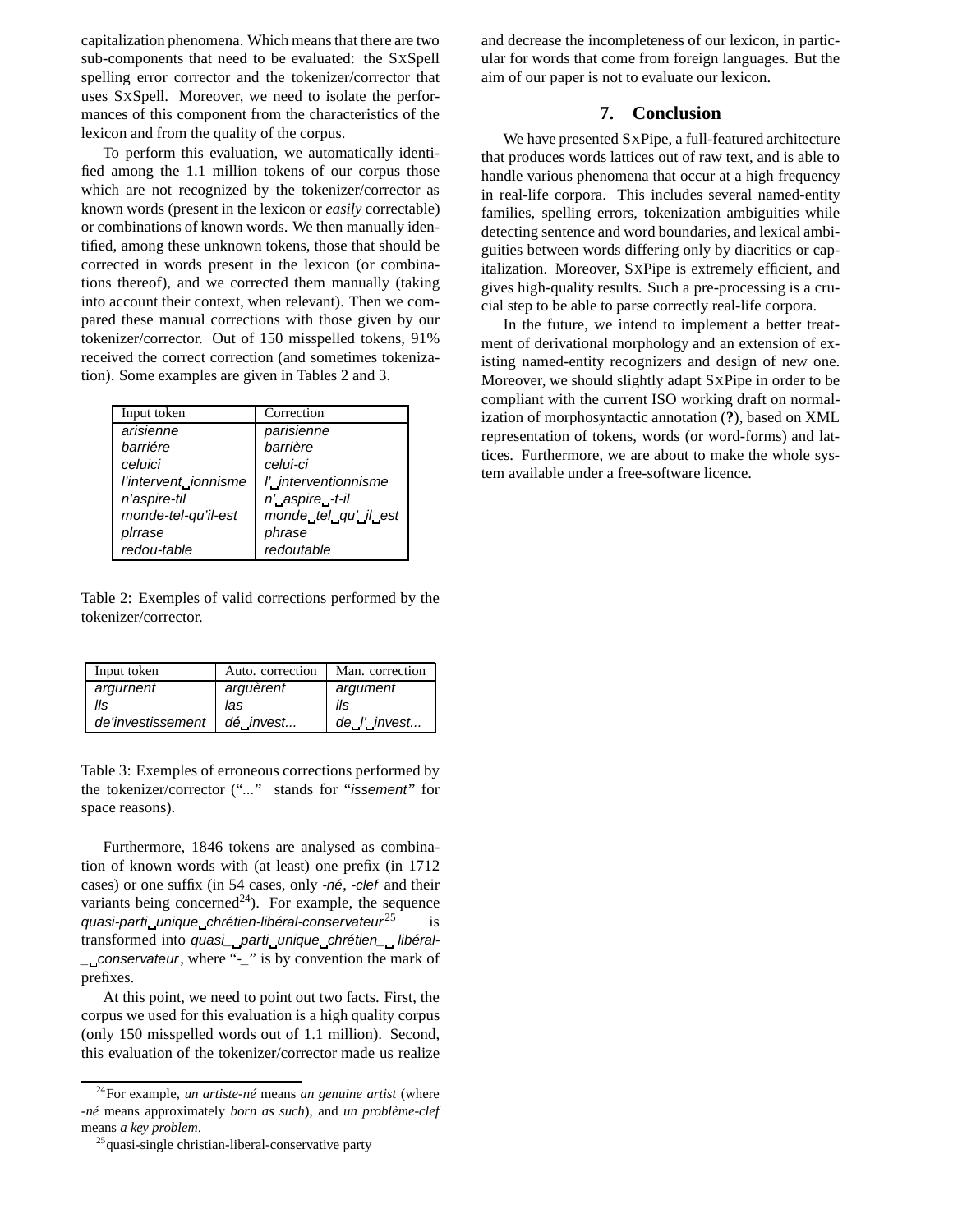capitalization phenomena. Which means that there are two sub-components that need to be evaluated: the SxSpell spelling error corrector and the tokenizer/corrector that uses SxSpell. Moreover, we need to isolate the performances of this component from the characteristics of the lexicon and from the quality of the corpus.

To perform this evaluation, we automatically identified among the 1.1 million tokens of our corpus those which are not recognized by the tokenizer/corrector as known words (present in the lexicon or *easily* correctable) or combinations of known words. We then manually identified, among these unknown tokens, those that should be corrected in words present in the lexicon (or combinations thereof), and we corrected them manually (taking into account their context, when relevant). Then we compared these manual corrections with those given by our tokenizer/corrector. Out of 150 misspelled tokens, 91% received the correct correction (and sometimes tokenization). Some examples are given in Tables 2 and 3.

| Input token | Correction |
|---|---|
| *arisienne* | *parisienne* |
| *barriére* | *barrière* |
| *celuici* | *celui-ci* |
| *l'intervent␣ionnisme* | *l'␣interventionnisme* |
| *n'aspire-til* | *n'␣aspire␣-t-il* |
| *monde-tel-qu'il-est* | *monde␣tel␣qu'␣il␣est* |
| *plrrase* | *phrase* |
| *redou-table* | *redoutable* |

Table 2: Exemples of valid corrections performed by the tokenizer/corrector.

| Input token | Auto. correction | Man. correction |
|---|---|---|
| *argurnent* | *arguèrent* | *argument* |
| *lls* | *las* | *ils* |
| *de'investissement* | *dé␣invest...* | *de␣l'␣invest...* |

Table 3: Exemples of erroneous corrections performed by the tokenizer/corrector ("*...*" stands for "*issement*" for space reasons).

Furthermore, 1846 tokens are analysed as combination of known words with (at least) one prefix (in 1712 cases) or one suffix (in 54 cases, only *-né*, *-clef* and their variants being concerned[24]). For example, the sequence *quasi-parti␣unique␣chrétien-libéral-conservateur*[25] is transformed into *quasi_␣parti␣unique␣chrétien_␣libéral-_␣conservateur*, where "-_" is by convention the mark of prefixes.

At this point, we need to point out two facts. First, the corpus we used for this evaluation is a high quality corpus (only 150 misspelled words out of 1.1 million). Second, this evaluation of the tokenizer/corrector made us realize and decrease the incompleteness of our lexicon, in particular for words that come from foreign languages. But the aim of our paper is not to evaluate our lexicon.

## 7. Conclusion

We have presented SxPipe, a full-featured architecture that produces words lattices out of raw text, and is able to handle various phenomena that occur at a high frequency in real-life corpora. This includes several named-entity families, spelling errors, tokenization ambiguities while detecting sentence and word boundaries, and lexical ambiguities between words differing only by diacritics or capitalization. Moreover, SxPipe is extremely efficient, and gives high-quality results. Such a pre-processing is a crucial step to be able to parse correctly real-life corpora.

In the future, we intend to implement a better treatment of derivational morphology and an extension of existing named-entity recognizers and design of new one. Moreover, we should slightly adapt SxPipe in order to be compliant with the current ISO working draft on normalization of morphosyntactic annotation (**?**), based on XML representation of tokens, words (or word-forms) and lattices. Furthermore, we are about to make the whole system available under a free-software licence.

---

[24] For example, *un artiste-né* means *an genuine artist* (where *-né* means approximately *born as such*), and *un problème-clef* means *a key problem*.

[25] quasi-single christian-liberal-conservative party